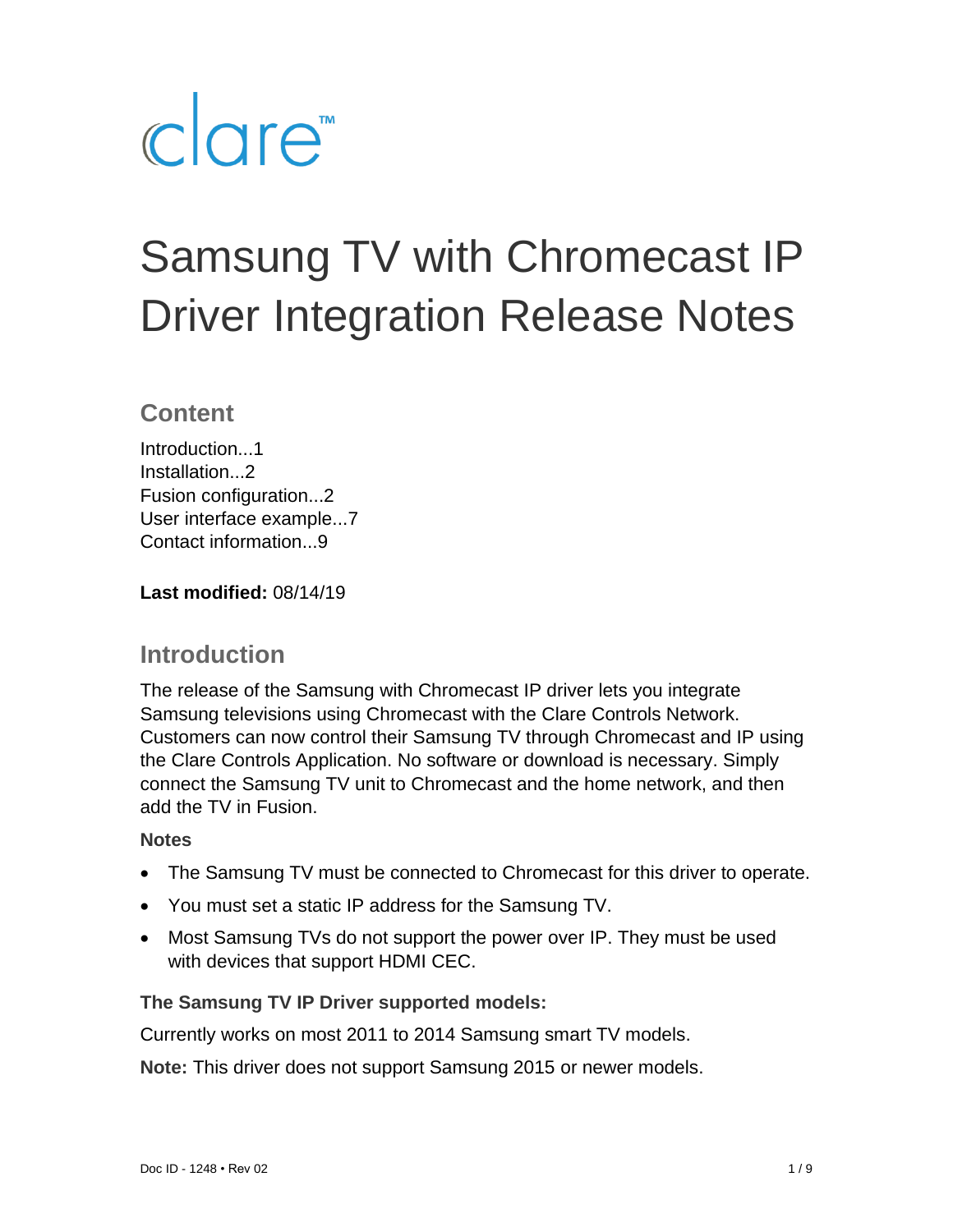clare™

# Samsung TV with Chromecast IP Driver Integration Release Notes

## Content

Introduction...1
Installation...2
Fusion configuration...2
User interface example...7
Contact information...9

**Last modified:** 08/14/19

## Introduction

The release of the Samsung with Chromecast IP driver lets you integrate Samsung televisions using Chromecast with the Clare Controls Network. Customers can now control their Samsung TV through Chromecast and IP using the Clare Controls Application. No software or download is necessary. Simply connect the Samsung TV unit to Chromecast and the home network, and then add the TV in Fusion.

### Notes

- The Samsung TV must be connected to Chromecast for this driver to operate.
- You must set a static IP address for the Samsung TV.
- Most Samsung TVs do not support the power over IP. They must be used with devices that support HDMI CEC.

### The Samsung TV IP Driver supported models:

Currently works on most 2011 to 2014 Samsung smart TV models.

**Note:** This driver does not support Samsung 2015 or newer models.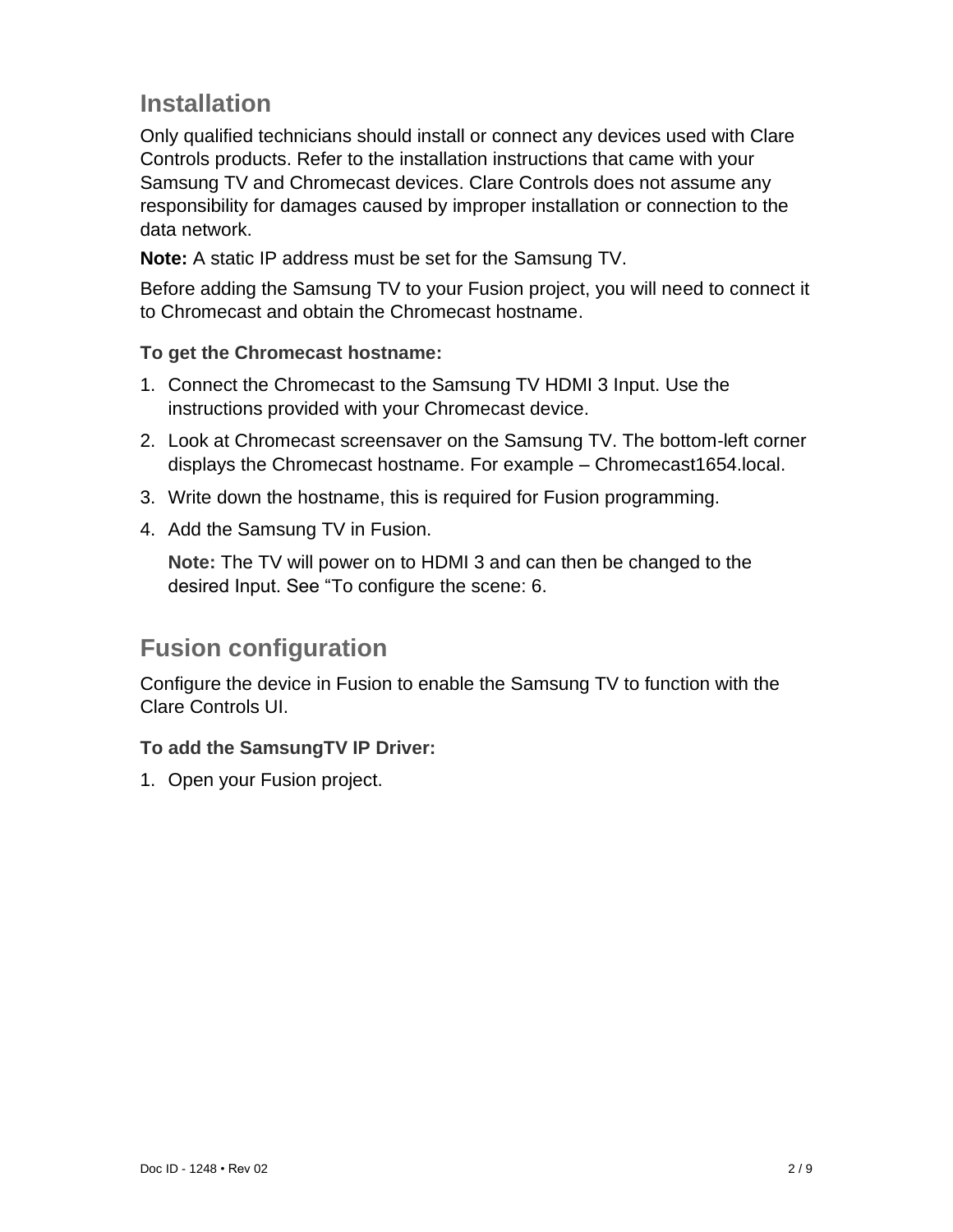## Installation

Only qualified technicians should install or connect any devices used with Clare Controls products. Refer to the installation instructions that came with your Samsung TV and Chromecast devices. Clare Controls does not assume any responsibility for damages caused by improper installation or connection to the data network.

**Note:** A static IP address must be set for the Samsung TV.

Before adding the Samsung TV to your Fusion project, you will need to connect it to Chromecast and obtain the Chromecast hostname.

### To get the Chromecast hostname:

1. Connect the Chromecast to the Samsung TV HDMI 3 Input. Use the instructions provided with your Chromecast device.
2. Look at Chromecast screensaver on the Samsung TV. The bottom-left corner displays the Chromecast hostname. For example – Chromecast1654.local.
3. Write down the hostname, this is required for Fusion programming.
4. Add the Samsung TV in Fusion.

   **Note:** The TV will power on to HDMI 3 and can then be changed to the desired Input. See "To configure the scene: 6.

## Fusion configuration

Configure the device in Fusion to enable the Samsung TV to function with the Clare Controls UI.

### To add the SamsungTV IP Driver:

1. Open your Fusion project.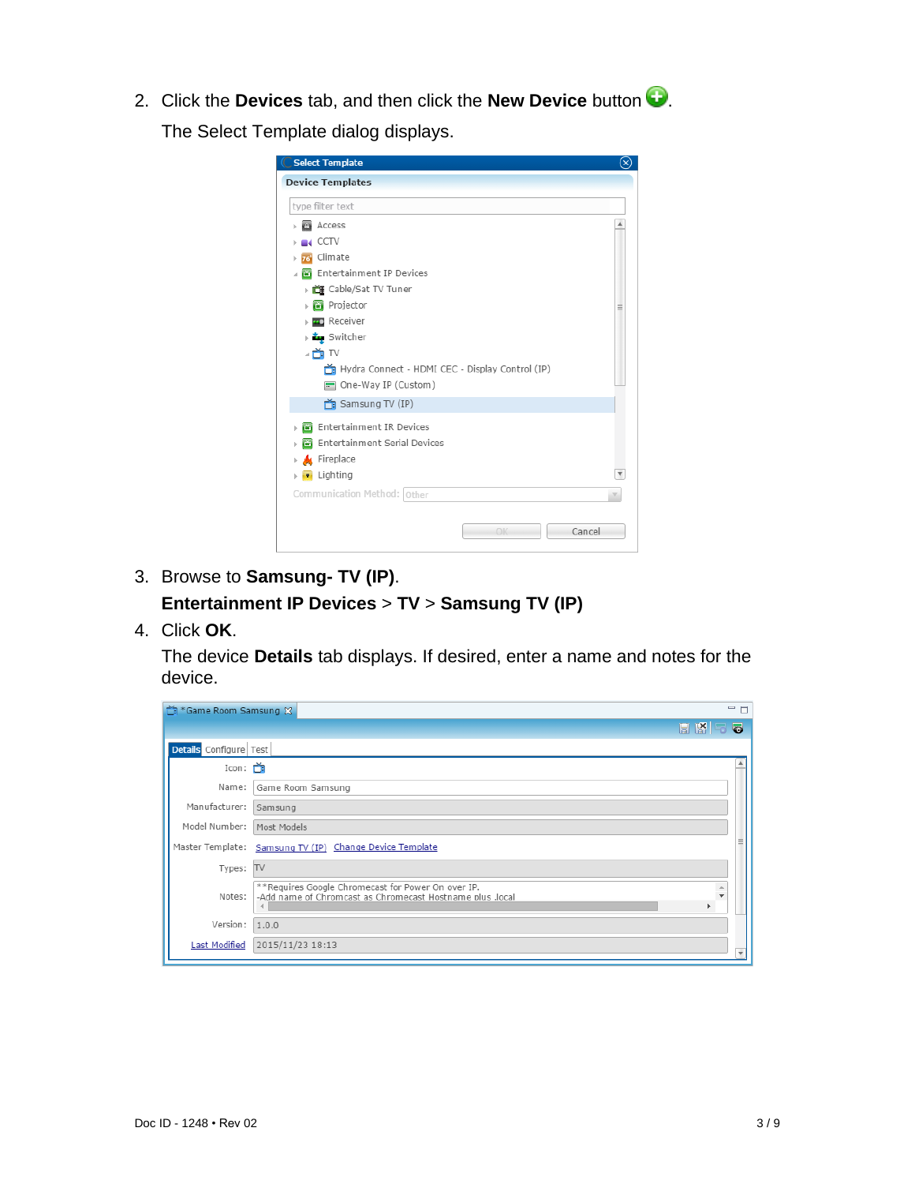2. Click the **Devices** tab, and then click the **New Device** button.

   The Select Template dialog displays.

3. Browse to **Samsung- TV (IP)**.

   **Entertainment IP Devices** > **TV** > **Samsung TV (IP)**

4. Click **OK**.

   The device **Details** tab displays. If desired, enter a name and notes for the device.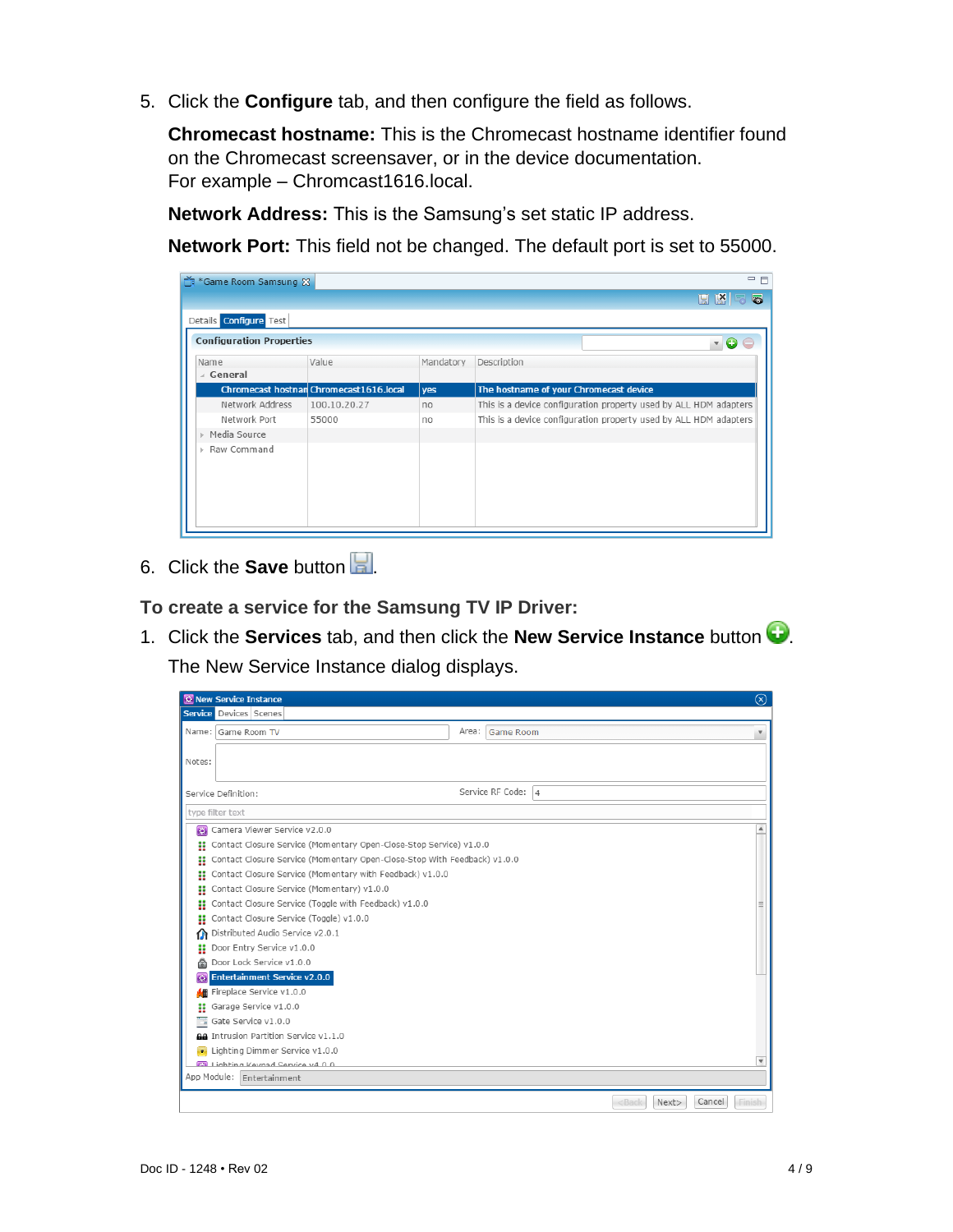5. Click the **Configure** tab, and then configure the field as follows.

   **Chromecast hostname:** This is the Chromecast hostname identifier found on the Chromecast screensaver, or in the device documentation. For example – Chromcast1616.local.

   **Network Address:** This is the Samsung's set static IP address.

   **Network Port:** This field not be changed. The default port is set to 55000.

6. Click the **Save** button.

### To create a service for the Samsung TV IP Driver:

1. Click the **Services** tab, and then click the **New Service Instance** button.

   The New Service Instance dialog displays.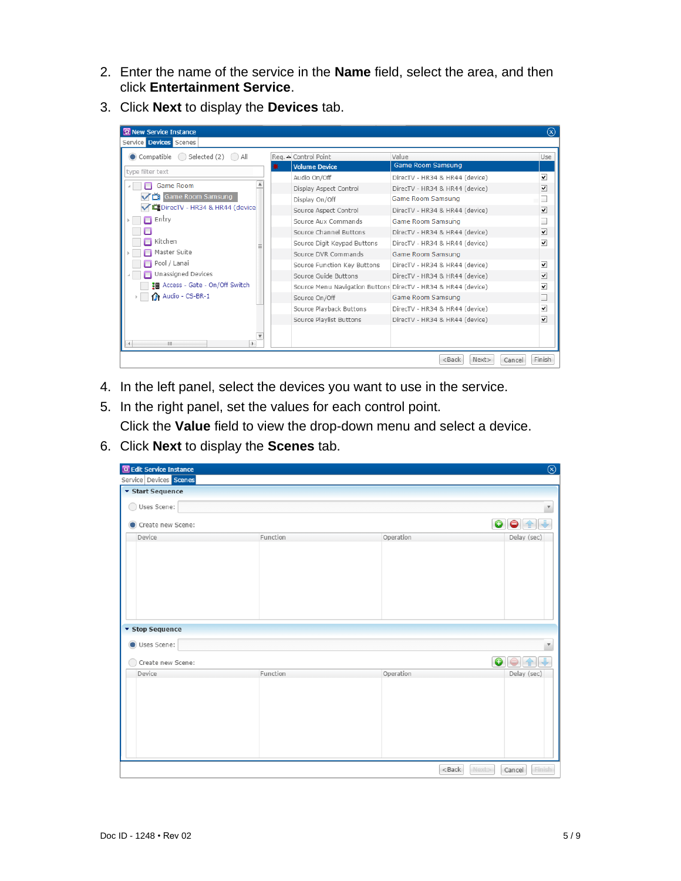2. Enter the name of the service in the **Name** field, select the area, and then click **Entertainment Service**.
3. Click **Next** to display the **Devices** tab.
4. In the left panel, select the devices you want to use in the service.
5. In the right panel, set the values for each control point.

   Click the **Value** field to view the drop-down menu and select a device.
6. Click **Next** to display the **Scenes** tab.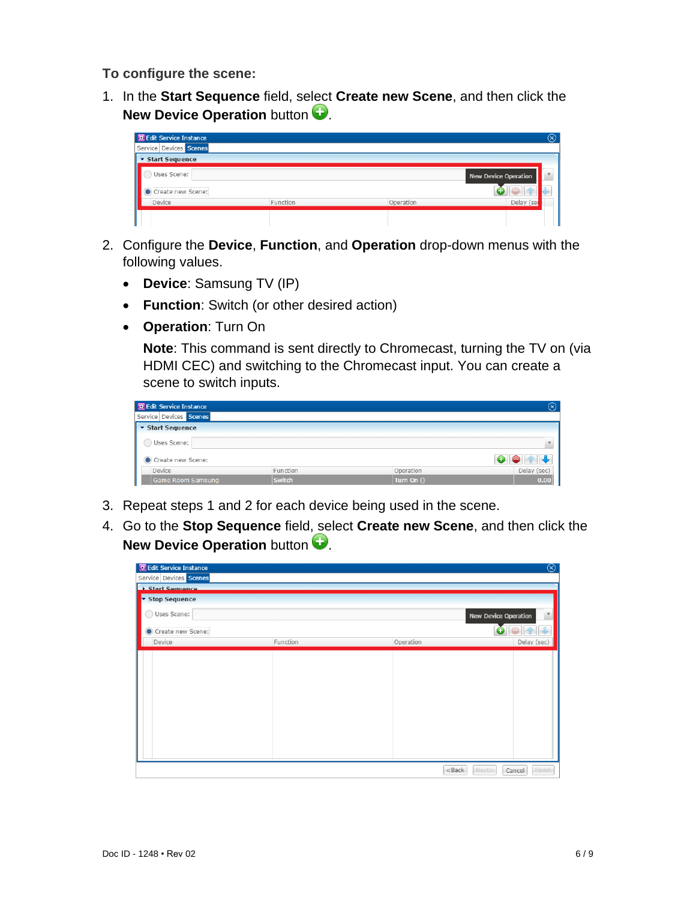**To configure the scene:**

1. In the **Start Sequence** field, select **Create new Scene**, and then click the **New Device Operation** button.

2. Configure the **Device**, **Function**, and **Operation** drop-down menus with the following values.

   - **Device**: Samsung TV (IP)
   - **Function**: Switch (or other desired action)
   - **Operation**: Turn On

     **Note**: This command is sent directly to Chromecast, turning the TV on (via HDMI CEC) and switching to the Chromecast input. You can create a scene to switch inputs.

3. Repeat steps 1 and 2 for each device being used in the scene.

4. Go to the **Stop Sequence** field, select **Create new Scene**, and then click the **New Device Operation** button.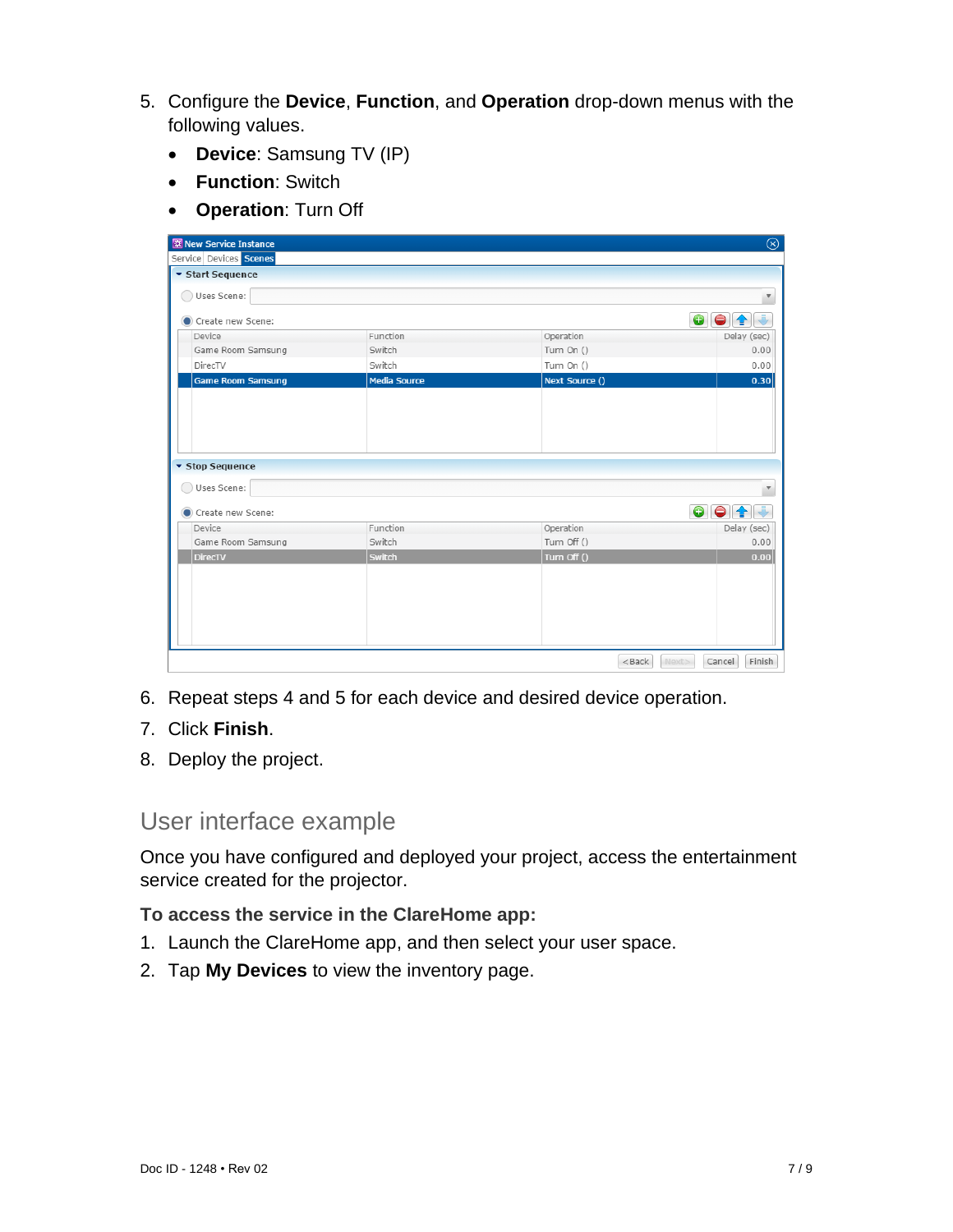5. Configure the **Device**, **Function**, and **Operation** drop-down menus with the following values.
   - **Device**: Samsung TV (IP)
   - **Function**: Switch
   - **Operation**: Turn Off
6. Repeat steps 4 and 5 for each device and desired device operation.
7. Click **Finish**.
8. Deploy the project.

## User interface example

Once you have configured and deployed your project, access the entertainment service created for the projector.

**To access the service in the ClareHome app:**

1. Launch the ClareHome app, and then select your user space.
2. Tap **My Devices** to view the inventory page.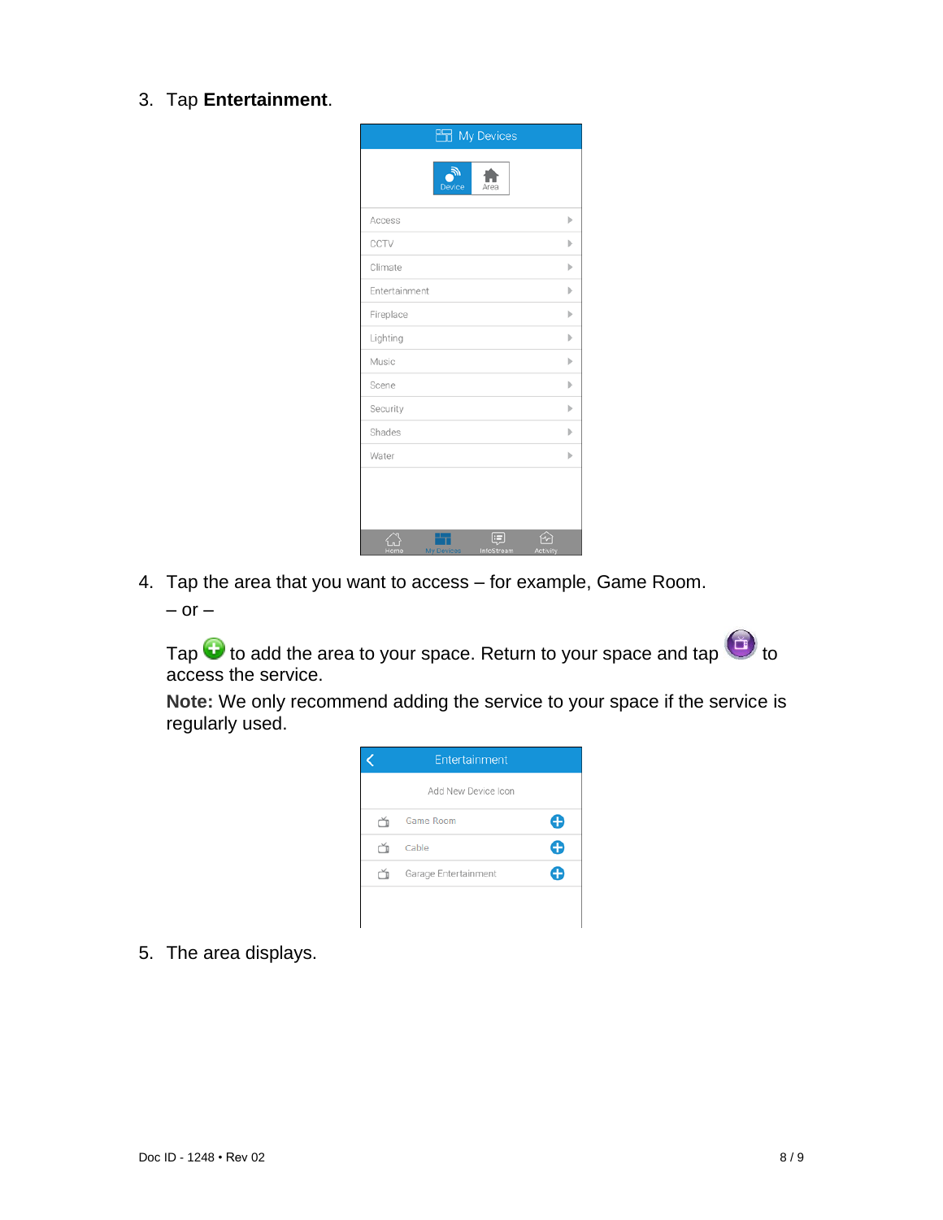3. Tap **Entertainment**.

4. Tap the area that you want to access – for example, Game Room.

   – or –

   Tap to add the area to your space. Return to your space and tap to access the service.

   **Note:** We only recommend adding the service to your space if the service is regularly used.

5. The area displays.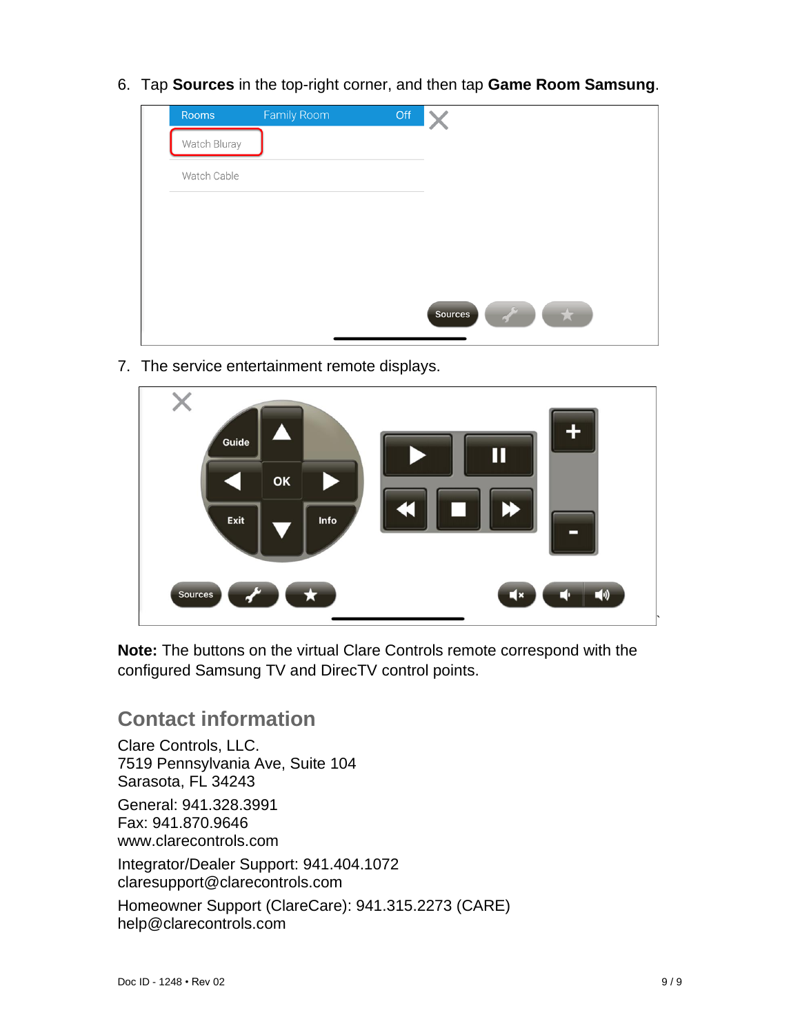6. Tap **Sources** in the top-right corner, and then tap **Game Room Samsung**.

7. The service entertainment remote displays.

**Note:** The buttons on the virtual Clare Controls remote correspond with the configured Samsung TV and DirecTV control points.

## Contact information

Clare Controls, LLC.
7519 Pennsylvania Ave, Suite 104
Sarasota, FL 34243

General: 941.328.3991
Fax: 941.870.9646
www.clarecontrols.com

Integrator/Dealer Support: 941.404.1072
claresupport@clarecontrols.com

Homeowner Support (ClareCare): 941.315.2273 (CARE)
help@clarecontrols.com

Doc ID - 1248 • Rev 02